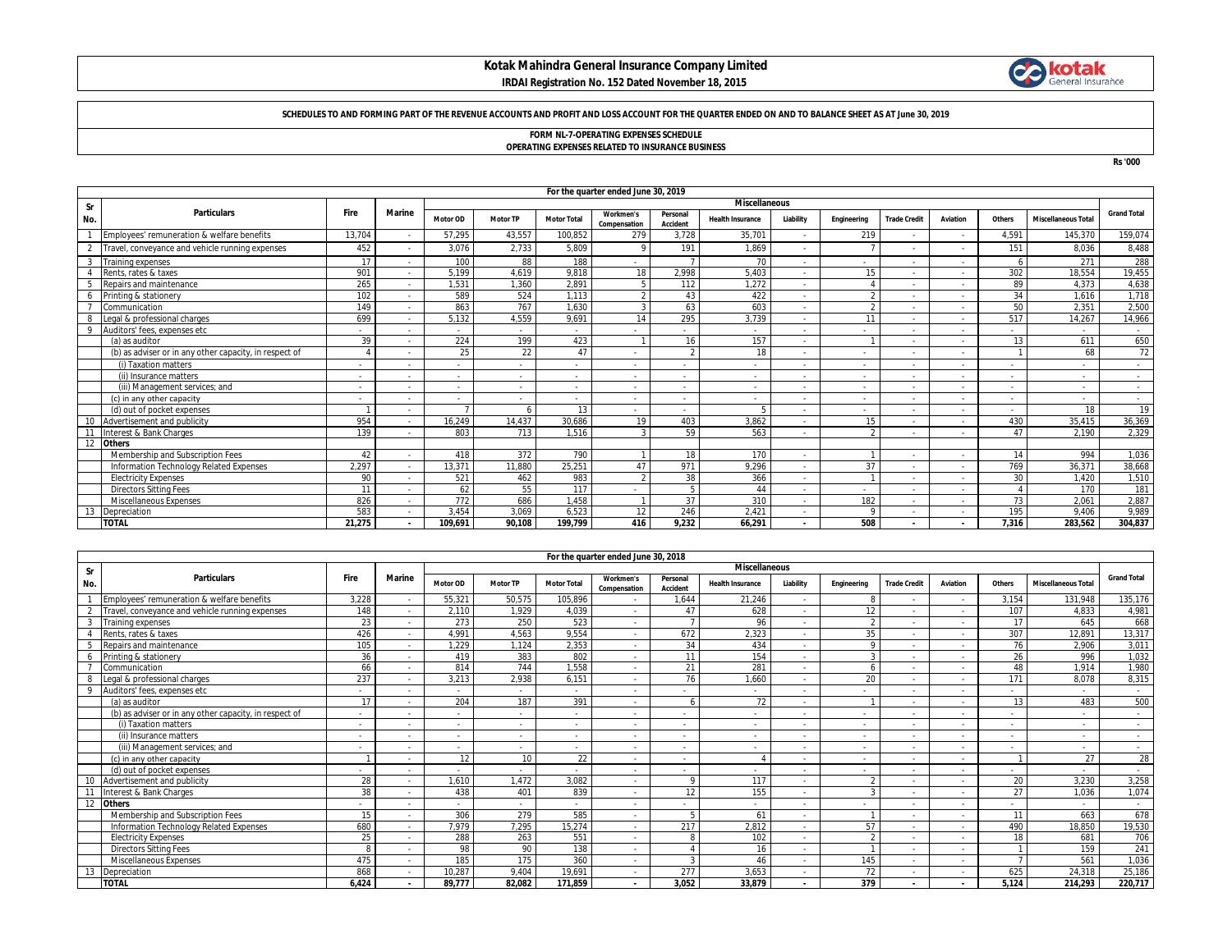# Kotak Mahindra General Insurance Company Limited

**IRDAI Registration No. 152 Dated November 18, 2015**

**SCHEDULES TO AND FORMING PART OF THE REVENUE ACCOUNTS AND PROFIT AND LOSS ACCOUNT FOR THE QUARTER ENDED ON AND TO BALANCE SHEET AS AT June 30, 2019**

**FORM NL-7-OPERATING EXPENSES SCHEDULE**
**OPERATING EXPENSES RELATED TO INSURANCE BUSINESS**

Rs '000

| Sr No. | Particulars | Fire | Marine | For the quarter ended June 30, 2019 Miscellaneous | | | | | | | | | | | | Grand Total |
|---|---|---|---|---|---|---|---|---|---|---|---|---|---|---|---|---|
| | | | | Motor OD | Motor TP | Motor Total | Workmen's Compensation | Personal Accident | Health Insurance | Liability | Engineering | Trade Credit | Aviation | Others | Miscellaneous Total | |
| 1 | Employees' remuneration & welfare benefits | 13,704 | - | 57,295 | 43,557 | 100,852 | 279 | 3,728 | 35,701 | - | 219 | - | - | 4,591 | 145,370 | 159,074 |
| 2 | Travel, conveyance and vehicle running expenses | 452 | - | 3,076 | 2,733 | 5,809 | 9 | 191 | 1,869 | - | 7 | - | - | 151 | 8,036 | 8,488 |
| 3 | Training expenses | 17 | - | 100 | 88 | 188 | - | 7 | 70 | - | - | - | - | 6 | 271 | 288 |
| 4 | Rents, rates & taxes | 901 | - | 5,199 | 4,619 | 9,818 | 18 | 2,998 | 5,403 | - | 15 | - | - | 302 | 18,554 | 19,455 |
| 5 | Repairs and maintenance | 265 | - | 1,531 | 1,360 | 2,891 | 5 | 112 | 1,272 | - | 4 | - | - | 89 | 4,373 | 4,638 |
| 6 | Printing & stationery | 102 | - | 589 | 524 | 1,113 | 2 | 43 | 422 | - | 2 | - | - | 34 | 1,616 | 1,718 |
| 7 | Communication | 149 | - | 863 | 767 | 1,630 | 3 | 63 | 603 | - | 2 | - | - | 50 | 2,351 | 2,500 |
| 8 | Legal & professional charges | 699 | - | 5,132 | 4,559 | 9,691 | 14 | 295 | 3,739 | - | 11 | - | - | 517 | 14,267 | 14,966 |
| 9 | Auditors' fees, expenses etc | - | - | - | - | - | - | - | - | - | - | - | - | - | - | - |
| | (a) as auditor | 39 | - | 224 | 199 | 423 | 1 | 16 | 157 | - | 1 | - | - | 13 | 611 | 650 |
| | (b) as adviser or in any other capacity, in respect of | 4 | - | 25 | 22 | 47 | - | 2 | 18 | - | - | - | - | 1 | 68 | 72 |
| | (i) Taxation matters | - | - | - | - | - | - | - | - | - | - | - | - | - | - | - |
| | (ii) Insurance matters | - | - | - | - | - | - | - | - | - | - | - | - | - | - | - |
| | (iii) Management services; and | - | - | - | - | - | - | - | - | - | - | - | - | - | - | - |
| | (c) in any other capacity | - | - | - | - | - | - | - | - | - | - | - | - | - | - | - |
| | (d) out of pocket expenses | 1 | - | 7 | 6 | 13 | - | - | 5 | - | - | - | - | - | 18 | 19 |
| 10 | Advertisement and publicity | 954 | - | 16,249 | 14,437 | 30,686 | 19 | 403 | 3,862 | - | 15 | - | - | 430 | 35,415 | 36,369 |
| 11 | Interest & Bank Charges | 139 | - | 803 | 713 | 1,516 | 3 | 59 | 563 | - | 2 | - | - | 47 | 2,190 | 2,329 |
| 12 | **Others** | | | | | | | | | | | | | | | |
| | Membership and Subscription Fees | 42 | - | 418 | 372 | 790 | 1 | 18 | 170 | - | 1 | - | - | 14 | 994 | 1,036 |
| | Information Technology Related Expenses | 2,297 | - | 13,371 | 11,880 | 25,251 | 47 | 971 | 9,296 | - | 37 | - | - | 769 | 36,371 | 38,668 |
| | Electricity Expenses | 90 | - | 521 | 462 | 983 | 2 | 38 | 366 | - | 1 | - | - | 30 | 1,420 | 1,510 |
| | Directors Sitting Fees | 11 | - | 62 | 55 | 117 | - | 5 | 44 | - | - | - | - | 4 | 170 | 181 |
| | Miscellaneous Expenses | 826 | - | 772 | 686 | 1,458 | 1 | 37 | 310 | - | 182 | - | - | 73 | 2,061 | 2,887 |
| 13 | Depreciation | 583 | - | 3,454 | 3,069 | 6,523 | 12 | 246 | 2,421 | - | 9 | - | - | 195 | 9,406 | 9,989 |
| | **TOTAL** | **21,275** | **-** | **109,691** | **90,108** | **199,799** | **416** | **9,232** | **66,291** | **-** | **508** | **-** | **-** | **7,316** | **283,562** | **304,837** |

| Sr No. | Particulars | Fire | Marine | For the quarter ended June 30, 2018 Miscellaneous | | | | | | | | | | | | Grand Total |
|---|---|---|---|---|---|---|---|---|---|---|---|---|---|---|---|---|
| | | | | Motor OD | Motor TP | Motor Total | Workmen's Compensation | Personal Accident | Health Insurance | Liability | Engineering | Trade Credit | Aviation | Others | Miscellaneous Total | |
| 1 | Employees' remuneration & welfare benefits | 3,228 | - | 55,321 | 50,575 | 105,896 | - | 1,644 | 21,246 | - | 8 | - | - | 3,154 | 131,948 | 135,176 |
| 2 | Travel, conveyance and vehicle running expenses | 148 | - | 2,110 | 1,929 | 4,039 | - | 47 | 628 | - | 12 | - | - | 107 | 4,833 | 4,981 |
| 3 | Training expenses | 23 | - | 273 | 250 | 523 | - | 7 | 96 | - | 2 | - | - | 17 | 645 | 668 |
| 4 | Rents, rates & taxes | 426 | - | 4,991 | 4,563 | 9,554 | - | 672 | 2,323 | - | 35 | - | - | 307 | 12,891 | 13,317 |
| 5 | Repairs and maintenance | 105 | - | 1,229 | 1,124 | 2,353 | - | 34 | 434 | - | 9 | - | - | 76 | 2,906 | 3,011 |
| 6 | Printing & stationery | 36 | - | 419 | 383 | 802 | - | 11 | 154 | - | 3 | - | - | 26 | 996 | 1,032 |
| 7 | Communication | 66 | - | 814 | 744 | 1,558 | - | 21 | 281 | - | 6 | - | - | 48 | 1,914 | 1,980 |
| 8 | Legal & professional charges | 237 | - | 3,213 | 2,938 | 6,151 | - | 76 | 1,660 | - | 20 | - | - | 171 | 8,078 | 8,315 |
| 9 | Auditors' fees, expenses etc | - | - | - | - | - | - | - | - | - | - | - | - | - | - | - |
| | (a) as auditor | 17 | - | 204 | 187 | 391 | - | 6 | 72 | - | 1 | - | - | 13 | 483 | 500 |
| | (b) as adviser or in any other capacity, in respect of | - | - | - | - | - | - | - | - | - | - | - | - | - | - | - |
| | (i) Taxation matters | - | - | - | - | - | - | - | - | - | - | - | - | - | - | - |
| | (ii) Insurance matters | - | - | - | - | - | - | - | - | - | - | - | - | - | - | - |
| | (iii) Management services; and | - | - | - | - | - | - | - | - | - | - | - | - | - | - | - |
| | (c) in any other capacity | 1 | - | 12 | 10 | 22 | - | - | 4 | - | - | - | - | 1 | 27 | 28 |
| | (d) out of pocket expenses | - | - | - | - | - | - | - | - | - | - | - | - | - | - | - |
| 10 | Advertisement and publicity | 28 | - | 1,610 | 1,472 | 3,082 | - | 9 | 117 | - | 2 | - | - | 20 | 3,230 | 3,258 |
| 11 | Interest & Bank Charges | 38 | - | 438 | 401 | 839 | - | 12 | 155 | - | 3 | - | - | 27 | 1,036 | 1,074 |
| 12 | **Others** | - | - | - | - | - | - | - | - | - | - | - | - | - | - | - |
| | Membership and Subscription Fees | 15 | - | 306 | 279 | 585 | - | 5 | 61 | - | 1 | - | - | 11 | 663 | 678 |
| | Information Technology Related Expenses | 680 | - | 7,979 | 7,295 | 15,274 | - | 217 | 2,812 | - | 57 | - | - | 490 | 18,850 | 19,530 |
| | Electricity Expenses | 25 | - | 288 | 263 | 551 | - | 8 | 102 | - | 2 | - | - | 18 | 681 | 706 |
| | Directors Sitting Fees | 8 | - | 98 | 90 | 138 | - | 4 | 16 | - | - | - | - | 1 | 159 | 241 |
| | Miscellaneous Expenses | 475 | - | 185 | 175 | 360 | - | 3 | 46 | - | 145 | - | - | 7 | 561 | 1,036 |
| 13 | Depreciation | 868 | - | 10,287 | 9,404 | 19,691 | - | 277 | 3,653 | - | 72 | - | - | 625 | 24,318 | 25,186 |
| | **TOTAL** | **6,424** | **-** | **89,777** | **82,082** | **171,859** | **-** | **3,052** | **33,879** | **-** | **379** | **-** | **-** | **5,124** | **214,293** | **220,717** |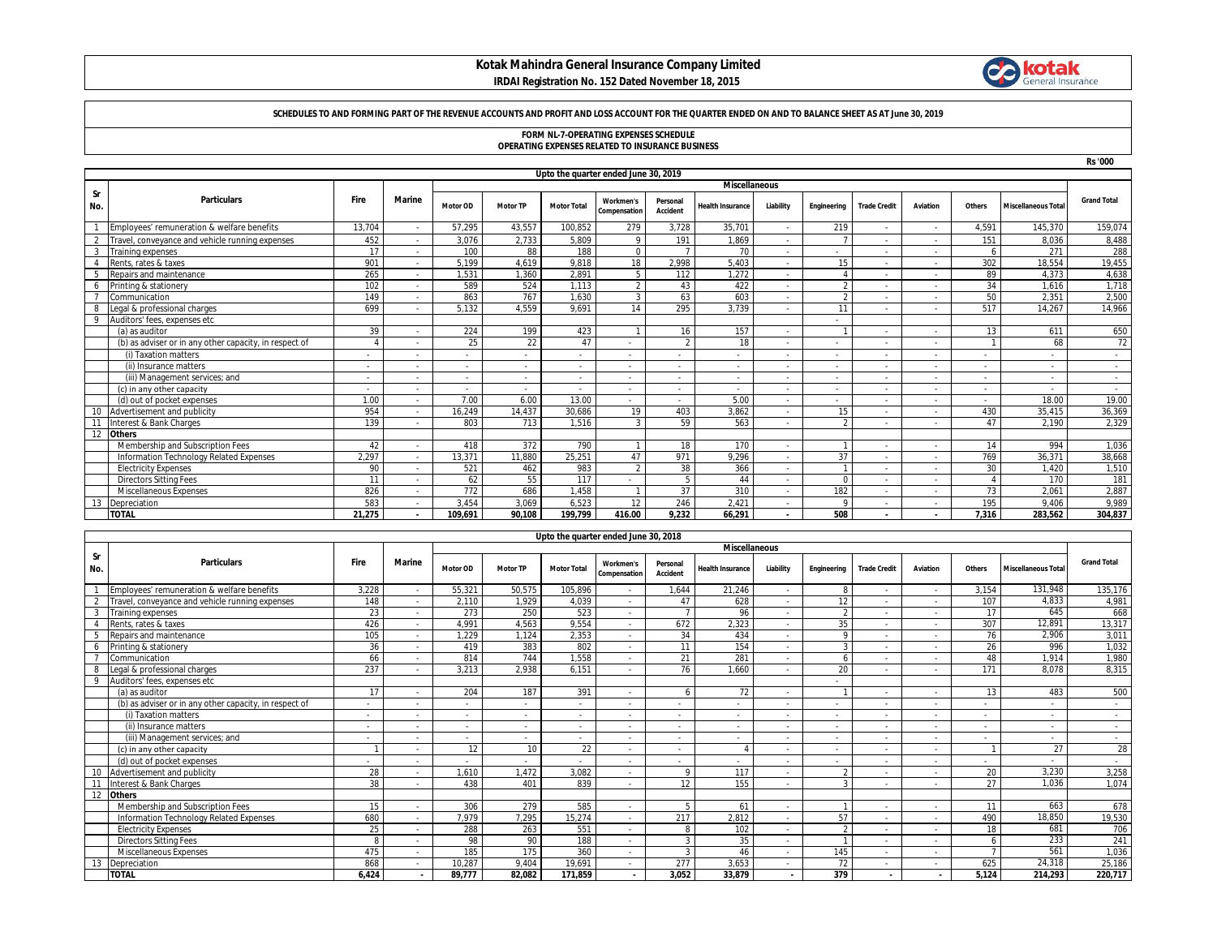# Kotak Mahindra General Insurance Company Limited

**IRDAI Registration No. 152 Dated November 18, 2015**

**SCHEDULES TO AND FORMING PART OF THE REVENUE ACCOUNTS AND PROFIT AND LOSS ACCOUNT FOR THE QUARTER ENDED ON AND TO BALANCE SHEET AS AT June 30, 2019**

**FORM NL-7-OPERATING EXPENSES SCHEDULE**
**OPERATING EXPENSES RELATED TO INSURANCE BUSINESS**

Rs '000

**Upto the quarter ended June 30, 2019**

| Sr No. | Particulars | Fire | Marine | Miscellaneous | | | | | | | | | | | | Grand Total |
|---|---|---|---|---|---|---|---|---|---|---|---|---|---|---|---|---|
| | | | | Motor OD | Motor TP | Motor Total | Workmen's Compensation | Personal Accident | Health Insurance | Liability | Engineering | Trade Credit | Aviation | Others | Miscellaneous Total | |
| 1 | Employees' remuneration & welfare benefits | 13,704 | - | 57,295 | 43,557 | 100,852 | 279 | 3,728 | 35,701 | - | 219 | - | - | 4,591 | 145,370 | 159,074 |
| 2 | Travel, conveyance and vehicle running expenses | 452 | - | 3,076 | 2,733 | 5,809 | 9 | 191 | 1,869 | - | 7 | - | - | 151 | 8,036 | 8,488 |
| 3 | Training expenses | 17 | - | 100 | 88 | 188 | 0 | 7 | 70 | - | - | - | - | 6 | 271 | 288 |
| 4 | Rents, rates & taxes | 901 | - | 5,199 | 4,619 | 9,818 | 18 | 2,998 | 5,403 | - | 15 | - | - | 302 | 18,554 | 19,455 |
| 5 | Repairs and maintenance | 265 | - | 1,531 | 1,360 | 2,891 | 5 | 112 | 1,272 | - | 4 | - | - | 89 | 4,373 | 4,638 |
| 6 | Printing & stationery | 102 | - | 589 | 524 | 1,113 | 2 | 43 | 422 | - | 2 | - | - | 34 | 1,616 | 1,718 |
| 7 | Communication | 149 | - | 863 | 767 | 1,630 | 3 | 63 | 603 | - | 2 | - | - | 50 | 2,351 | 2,500 |
| 8 | Legal & professional charges | 699 | - | 5,132 | 4,559 | 9,691 | 14 | 295 | 3,739 | - | 11 | - | - | 517 | 14,267 | 14,966 |
| 9 | Auditors' fees, expenses etc | | | | | | | | | | - | | | | | |
| | (a) as auditor | 39 | - | 224 | 199 | 423 | 1 | 16 | 157 | - | 1 | - | - | 13 | 611 | 650 |
| | (b) as adviser or in any other capacity, in respect of | 4 | - | 25 | 22 | 47 | - | 2 | 18 | - | - | - | - | 1 | 68 | 72 |
| | (i) Taxation matters | - | - | - | - | - | - | - | - | - | - | - | - | - | - | - |
| | (ii) Insurance matters | - | - | - | - | - | - | - | - | - | - | - | - | - | - | - |
| | (iii) Management services; and | - | - | - | - | - | - | - | - | - | - | - | - | - | - | - |
| | (c) in any other capacity | - | - | - | - | - | - | - | - | - | - | - | - | - | - | - |
| | (d) out of pocket expenses | 1.00 | - | 7.00 | 6.00 | 13.00 | - | - | 5.00 | - | - | - | - | - | 18.00 | 19.00 |
| 10 | Advertisement and publicity | 954 | - | 16,249 | 14,437 | 30,686 | 19 | 403 | 3,862 | - | 15 | - | - | 430 | 35,415 | 36,369 |
| 11 | Interest & Bank Charges | 139 | - | 803 | 713 | 1,516 | 3 | 59 | 563 | - | 2 | - | - | 47 | 2,190 | 2,329 |
| 12 | **Others** | | | | | | | | | | | | | | | |
| | Membership and Subscription Fees | 42 | - | 418 | 372 | 790 | 1 | 18 | 170 | - | 1 | - | - | 14 | 994 | 1,036 |
| | Information Technology Related Expenses | 2,297 | - | 13,371 | 11,880 | 25,251 | 47 | 971 | 9,296 | - | 37 | - | - | 769 | 36,371 | 38,668 |
| | Electricity Expenses | 90 | - | 521 | 462 | 983 | 2 | 38 | 366 | - | 1 | - | - | 30 | 1,420 | 1,510 |
| | Directors Sitting Fees | 11 | - | 62 | 55 | 117 | - | 5 | 44 | - | 0 | - | - | 4 | 170 | 181 |
| | Miscellaneous Expenses | 826 | - | 772 | 686 | 1,458 | 1 | 37 | 310 | - | 182 | - | - | 73 | 2,061 | 2,887 |
| 13 | Depreciation | 583 | - | 3,454 | 3,069 | 6,523 | 12 | 246 | 2,421 | - | 9 | - | - | 195 | 9,406 | 9,989 |
| | **TOTAL** | **21,275** | **-** | **109,691** | **90,108** | **199,799** | **416.00** | **9,232** | **66,291** | **-** | **508** | **-** | **-** | **7,316** | **283,562** | **304,837** |

**Upto the quarter ended June 30, 2018**

| Sr No. | Particulars | Fire | Marine | Miscellaneous | | | | | | | | | | | | Grand Total |
|---|---|---|---|---|---|---|---|---|---|---|---|---|---|---|---|---|
| | | | | Motor OD | Motor TP | Motor Total | Workmen's Compensation | Personal Accident | Health Insurance | Liability | Engineering | Trade Credit | Aviation | Others | Miscellaneous Total | |
| 1 | Employees' remuneration & welfare benefits | 3,228 | - | 55,321 | 50,575 | 105,896 | - | 1,644 | 21,246 | - | 8 | - | - | 3,154 | 131,948 | 135,176 |
| 2 | Travel, conveyance and vehicle running expenses | 148 | - | 2,110 | 1,929 | 4,039 | - | 47 | 628 | - | 12 | - | - | 107 | 4,833 | 4,981 |
| 3 | Training expenses | 23 | - | 273 | 250 | 523 | - | 7 | 96 | - | 2 | - | - | 17 | 645 | 668 |
| 4 | Rents, rates & taxes | 426 | - | 4,991 | 4,563 | 9,554 | - | 672 | 2,323 | - | 35 | - | - | 307 | 12,891 | 13,317 |
| 5 | Repairs and maintenance | 105 | - | 1,229 | 1,124 | 2,353 | - | 34 | 434 | - | 9 | - | - | 76 | 2,906 | 3,011 |
| 6 | Printing & stationery | 36 | - | 419 | 383 | 802 | - | 11 | 154 | - | 3 | - | - | 26 | 996 | 1,032 |
| 7 | Communication | 66 | - | 814 | 744 | 1,558 | - | 21 | 281 | - | 6 | - | - | 48 | 1,914 | 1,980 |
| 8 | Legal & professional charges | 237 | - | 3,213 | 2,938 | 6,151 | - | 76 | 1,660 | - | 20 | - | - | 171 | 8,078 | 8,315 |
| 9 | Auditors' fees, expenses etc | | | | | | | | | | - | | | | | |
| | (a) as auditor | 17 | - | 204 | 187 | 391 | - | 6 | 72 | - | 1 | - | - | 13 | 483 | 500 |
| | (b) as adviser or in any other capacity, in respect of | - | - | - | - | - | - | - | - | - | - | - | - | - | - | - |
| | (i) Taxation matters | - | - | - | - | - | - | - | - | - | - | - | - | - | - | - |
| | (ii) Insurance matters | - | - | - | - | - | - | - | - | - | - | - | - | - | - | - |
| | (iii) Management services; and | - | - | - | - | - | - | - | - | - | - | - | - | - | - | - |
| | (c) in any other capacity | 1 | - | 12 | 10 | 22 | - | - | 4 | - | - | - | - | 1 | 27 | 28 |
| | (d) out of pocket expenses | - | - | - | - | - | - | - | - | - | - | - | - | - | - | - |
| 10 | Advertisement and publicity | 28 | - | 1,610 | 1,472 | 3,082 | - | 9 | 117 | - | 2 | - | - | 20 | 3,230 | 3,258 |
| 11 | Interest & Bank Charges | 38 | - | 438 | 401 | 839 | - | 12 | 155 | - | 3 | - | - | 27 | 1,036 | 1,074 |
| 12 | **Others** | | | | | | | | | | | | | | | |
| | Membership and Subscription Fees | 15 | - | 306 | 279 | 585 | - | 5 | 61 | - | 1 | - | - | 11 | 663 | 678 |
| | Information Technology Related Expenses | 680 | - | 7,979 | 7,295 | 15,274 | - | 217 | 2,812 | - | 57 | - | - | 490 | 18,850 | 19,530 |
| | Electricity Expenses | 25 | - | 288 | 263 | 551 | - | 8 | 102 | - | 2 | - | - | 18 | 681 | 706 |
| | Directors Sitting Fees | 8 | - | 98 | 90 | 188 | - | 3 | 35 | - | 1 | - | - | 6 | 233 | 241 |
| | Miscellaneous Expenses | 475 | - | 185 | 175 | 360 | - | 3 | 46 | - | 145 | - | - | 7 | 561 | 1,036 |
| 13 | Depreciation | 868 | - | 10,287 | 9,404 | 19,691 | - | 277 | 3,653 | - | 72 | - | - | 625 | 24,318 | 25,186 |
| | **TOTAL** | **6,424** | **-** | **89,777** | **82,082** | **171,859** | **-** | **3,052** | **33,879** | **-** | **379** | **-** | **-** | **5,124** | **214,293** | **220,717** |